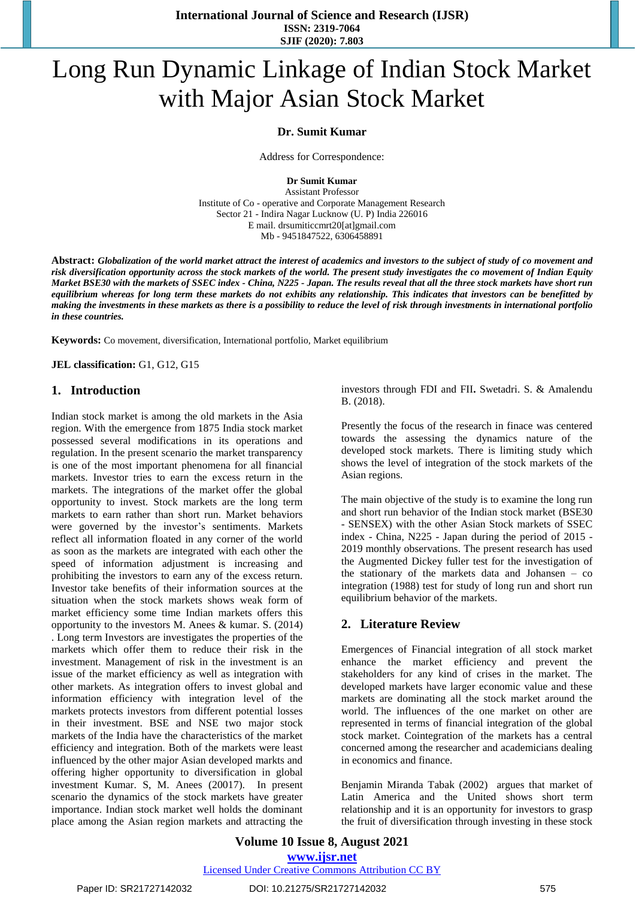# Long Run Dynamic Linkage of Indian Stock Market with Major Asian Stock Market

**Dr. Sumit Kumar**

Address for Correspondence:

**Dr Sumit Kumar**
Assistant Professor
Institute of Co - operative and Corporate Management Research
Sector 21 - Indira Nagar Lucknow (U. P) India 226016
E mail. drsumiticcmrt20[at]gmail.com
Mb - 9451847522, 6306458891

**Abstract:** ***Globalization of the world market attract the interest of academics and investors to the subject of study of co movement and risk diversification opportunity across the stock markets of the world. The present study investigates the co movement of Indian Equity Market BSE30 with the markets of SSEC index - China, N225 - Japan. The results reveal that all the three stock markets have short run equilibrium whereas for long term these markets do not exhibits any relationship. This indicates that investors can be benefitted by making the investments in these markets as there is a possibility to reduce the level of risk through investments in international portfolio in these countries.***

**Keywords:** Co movement, diversification, International portfolio, Market equilibrium

**JEL classification:** G1, G12, G15

## 1. Introduction

Indian stock market is among the old markets in the Asia region. With the emergence from 1875 India stock market possessed several modifications in its operations and regulation. In the present scenario the market transparency is one of the most important phenomena for all financial markets. Investor tries to earn the excess return in the markets. The integrations of the market offer the global opportunity to invest. Stock markets are the long term markets to earn rather than short run. Market behaviors were governed by the investor's sentiments. Markets reflect all information floated in any corner of the world as soon as the markets are integrated with each other the speed of information adjustment is increasing and prohibiting the investors to earn any of the excess return. Investor take benefits of their information sources at the situation when the stock markets shows weak form of market efficiency some time Indian markets offers this opportunity to the investors M. Anees & kumar. S. (2014) . Long term Investors are investigates the properties of the markets which offer them to reduce their risk in the investment. Management of risk in the investment is an issue of the market efficiency as well as integration with other markets. As integration offers to invest global and information efficiency with integration level of the markets protects investors from different potential losses in their investment. BSE and NSE two major stock markets of the India have the characteristics of the market efficiency and integration. Both of the markets were least influenced by the other major Asian developed markts and offering higher opportunity to diversification in global investment Kumar. S, M. Anees (20017). In present scenario the dynamics of the stock markets have greater importance. Indian stock market well holds the dominant place among the Asian region markets and attracting the investors through FDI and FII**.** Swetadri. S. & Amalendu B. (2018).

Presently the focus of the research in finace was centered towards the assessing the dynamics nature of the developed stock markets. There is limiting study which shows the level of integration of the stock markets of the Asian regions.

The main objective of the study is to examine the long run and short run behavior of the Indian stock market (BSE30 - SENSEX) with the other Asian Stock markets of SSEC index - China, N225 - Japan during the period of 2015 - 2019 monthly observations. The present research has used the Augmented Dickey fuller test for the investigation of the stationary of the markets data and Johansen – co integration (1988) test for study of long run and short run equilibrium behavior of the markets.

## 2. Literature Review

Emergences of Financial integration of all stock market enhance the market efficiency and prevent the stakeholders for any kind of crises in the market. The developed markets have larger economic value and these markets are dominating all the stock market around the world. The influences of the one market on other are represented in terms of financial integration of the global stock market. Cointegration of the markets has a central concerned among the researcher and academicians dealing in economics and finance.

Benjamin Miranda Tabak (2002) argues that market of Latin America and the United shows short term relationship and it is an opportunity for investors to grasp the fruit of diversification through investing in these stock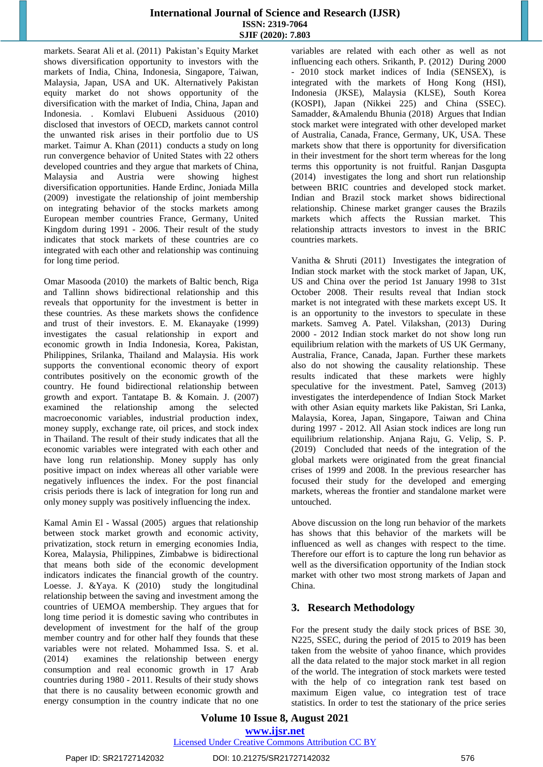markets. Searat Ali et al. (2011) Pakistan's Equity Market shows diversification opportunity to investors with the markets of India, China, Indonesia, Singapore, Taiwan, Malaysia, Japan, USA and UK. Alternatively Pakistan equity market do not shows opportunity of the diversification with the market of India, China, Japan and Indonesia. . Komlavi Elubueni Assiduous (2010) disclosed that investors of OECD, markets cannot control the unwanted risk arises in their portfolio due to US market. Taimur A. Khan (2011) conducts a study on long run convergence behavior of United States with 22 others developed countries and they argue that markets of China, Malaysia and Austria were showing highest diversification opportunities. Hande Erdinc, Joniada Milla (2009) investigate the relationship of joint membership on integrating behavior of the stocks markets among European member countries France, Germany, United Kingdom during 1991 - 2006. Their result of the study indicates that stock markets of these countries are co integrated with each other and relationship was continuing for long time period.

Omar Masooda (2010) the markets of Baltic bench, Riga and Tallinn shows bidirectional relationship and this reveals that opportunity for the investment is better in these countries. As these markets shows the confidence and trust of their investors. E. M. Ekanayake (1999) investigates the casual relationship in export and economic growth in India Indonesia, Korea, Pakistan, Philippines, Srilanka, Thailand and Malaysia. His work supports the conventional economic theory of export contributes positively on the economic growth of the country. He found bidirectional relationship between growth and export. Tantatape B. & Komain. J. (2007) examined the relationship among the selected macroeconomic variables, industrial production index, money supply, exchange rate, oil prices, and stock index in Thailand. The result of their study indicates that all the economic variables were integrated with each other and have long run relationship. Money supply has only positive impact on index whereas all other variable were negatively influences the index. For the post financial crisis periods there is lack of integration for long run and only money supply was positively influencing the index.

Kamal Amin El - Wassal (2005) argues that relationship between stock market growth and economic activity, privatization, stock return in emerging economies India, Korea, Malaysia, Philippines, Zimbabwe is bidirectional that means both side of the economic development indicators indicates the financial growth of the country. Loesse. J. &Yaya. K (2010) study the longitudinal relationship between the saving and investment among the countries of UEMOA membership. They argues that for long time period it is domestic saving who contributes in development of investment for the half of the group member country and for other half they founds that these variables were not related. Mohammed Issa. S. et al. (2014) examines the relationship between energy consumption and real economic growth in 17 Arab countries during 1980 - 2011. Results of their study shows that there is no causality between economic growth and energy consumption in the country indicate that no one variables are related with each other as well as not influencing each others. Srikanth, P. (2012) During 2000 - 2010 stock market indices of India (SENSEX), is integrated with the markets of Hong Kong (HSI), Indonesia (JKSE), Malaysia (KLSE), South Korea (KOSPI), Japan (Nikkei 225) and China (SSEC). Samadder, &Amalendu Bhunia (2018) Argues that Indian stock market were integrated with other developed market of Australia, Canada, France, Germany, UK, USA. These markets show that there is opportunity for diversification in their investment for the short term whereas for the long terms this opportunity is not fruitful. Ranjan Dasgupta (2014) investigates the long and short run relationship between BRIC countries and developed stock market. Indian and Brazil stock market shows bidirectional relationship. Chinese market granger causes the Brazils markets which affects the Russian market. This relationship attracts investors to invest in the BRIC countries markets.

Vanitha & Shruti (2011) Investigates the integration of Indian stock market with the stock market of Japan, UK, US and China over the period 1st January 1998 to 31st October 2008. Their results reveal that Indian stock market is not integrated with these markets except US. It is an opportunity to the investors to speculate in these markets. Samveg A. Patel. Vilakshan, (2013) During 2000 - 2012 Indian stock market do not show long run equilibrium relation with the markets of US UK Germany, Australia, France, Canada, Japan. Further these markets also do not showing the causality relationship. These results indicated that these markets were highly speculative for the investment. Patel, Samveg (2013) investigates the interdependence of Indian Stock Market with other Asian equity markets like Pakistan, Sri Lanka, Malaysia, Korea, Japan, Singapore, Taiwan and China during 1997 - 2012. All Asian stock indices are long run equilibrium relationship. Anjana Raju, G. Velip, S. P. (2019) Concluded that needs of the integration of the global markets were originated from the great financial crises of 1999 and 2008. In the previous researcher has focused their study for the developed and emerging markets, whereas the frontier and standalone market were untouched.

Above discussion on the long run behavior of the markets has shows that this behavior of the markets will be influenced as well as changes with respect to the time. Therefore our effort is to capture the long run behavior as well as the diversification opportunity of the Indian stock market with other two most strong markets of Japan and China.

## 3. Research Methodology

For the present study the daily stock prices of BSE 30, N225, SSEC, during the period of 2015 to 2019 has been taken from the website of yahoo finance, which provides all the data related to the major stock market in all region of the world. The integration of stock markets were tested with the help of co integration rank test based on maximum Eigen value, co integration test of trace statistics. In order to test the stationary of the price series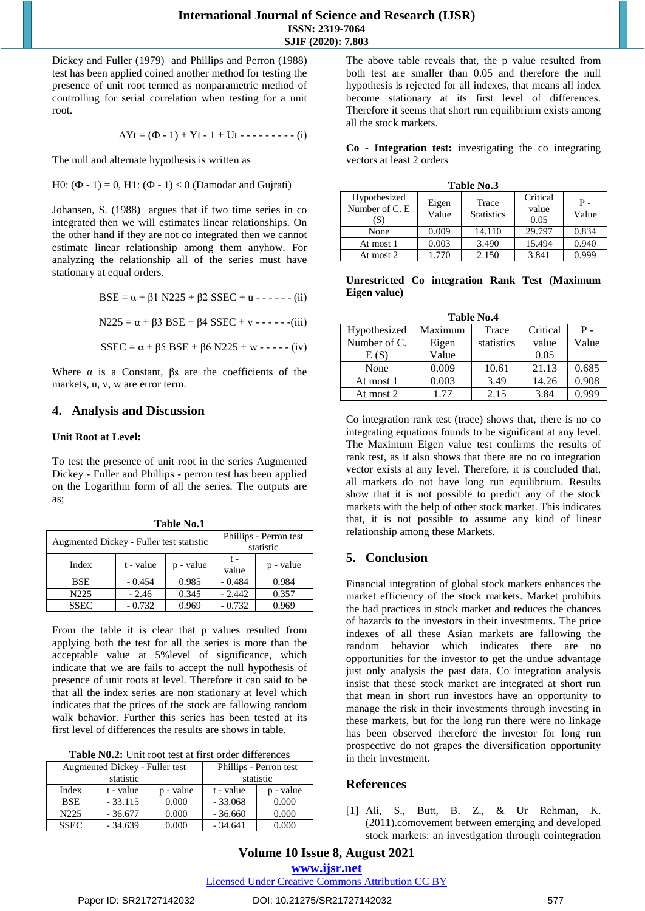Dickey and Fuller (1979) and Phillips and Perron (1988) test has been applied coined another method for testing the presence of unit root termed as nonparametric method of controlling for serial correlation when testing for a unit root.

$$\Delta Yt = (\Phi - 1) + Yt - 1 + Ut \text{ - - - - - - - - - (i)}$$

The null and alternate hypothesis is written as

H0: $(\Phi - 1) = 0$, H1: $(\Phi - 1) < 0$ (Damodar and Gujrati)

Johansen, S. (1988) argues that if two time series in co integrated then we will estimates linear relationships. On the other hand if they are not co integrated then we cannot estimate linear relationship among them anyhow. For analyzing the relationship all of the series must have stationary at equal orders.

$$BSE = \alpha + \beta 1\ N225 + \beta 2\ SSEC + u \text{ - - - - - - (ii)}$$

$$N225 = \alpha + \beta 3\ BSE + \beta 4\ SSEC + v \text{ - - - - - -(iii)}$$

$$SSEC = \alpha + \beta 5\ BSE + \beta 6\ N225 + w \text{ - - - - - (iv)}$$

Where α is a Constant, βs are the coefficients of the markets, u, v, w are error term.

## 4. Analysis and Discussion

**Unit Root at Level:**

To test the presence of unit root in the series Augmented Dickey - Fuller and Phillips - perron test has been applied on the Logarithm form of all the series. The outputs are as;

**Table No.1**

| Augmented Dickey - Fuller test statistic | | | Phillips - Perron test statistic | |
|---|---|---|---|---|
| Index | t - value | p - value | t - value | p - value |
| BSE | - 0.454 | 0.985 | - 0.484 | 0.984 |
| N225 | - 2.46 | 0.345 | - 2.442 | 0.357 |
| SSEC | - 0.732 | 0.969 | - 0.732 | 0.969 |

From the table it is clear that p values resulted from applying both the test for all the series is more than the acceptable value at 5%level of significance, which indicate that we are fails to accept the null hypothesis of presence of unit roots at level. Therefore it can said to be that all the index series are non stationary at level which indicates that the prices of the stock are fallowing random walk behavior. Further this series has been tested at its first level of differences the results are shows in table.

**Table N0.2:** Unit root test at first order differences

| Augmented Dickey - Fuller test statistic | | | Phillips - Perron test statistic | |
|---|---|---|---|---|
| Index | t - value | p - value | t - value | p - value |
| BSE | - 33.115 | 0.000 | - 33.068 | 0.000 |
| N225 | - 36.677 | 0.000 | - 36.660 | 0.000 |
| SSEC | - 34.639 | 0.000 | - 34.641 | 0.000 |

The above table reveals that, the p value resulted from both test are smaller than 0.05 and therefore the null hypothesis is rejected for all indexes, that means all index become stationary at its first level of differences. Therefore it seems that short run equilibrium exists among all the stock markets.

**Co - Integration test:** investigating the co integrating vectors at least 2 orders

**Table No.3**

| Hypothesized Number of C. E (S) | Eigen Value | Trace Statistics | Critical value 0.05 | P - Value |
|---|---|---|---|---|
| None | 0.009 | 14.110 | 29.797 | 0.834 |
| At most 1 | 0.003 | 3.490 | 15.494 | 0.940 |
| At most 2 | 1.770 | 2.150 | 3.841 | 0.999 |

**Unrestricted Co integration Rank Test (Maximum Eigen value)**

**Table No.4**

| Hypothesized Number of C. E (S) | Maximum Eigen Value | Trace statistics | Critical value 0.05 | P - Value |
|---|---|---|---|---|
| None | 0.009 | 10.61 | 21.13 | 0.685 |
| At most 1 | 0.003 | 3.49 | 14.26 | 0.908 |
| At most 2 | 1.77 | 2.15 | 3.84 | 0.999 |

Co integration rank test (trace) shows that, there is no co integrating equations founds to be significant at any level. The Maximum Eigen value test confirms the results of rank test, as it also shows that there are no co integration vector exists at any level. Therefore, it is concluded that, all markets do not have long run equilibrium. Results show that it is not possible to predict any of the stock markets with the help of other stock market. This indicates that, it is not possible to assume any kind of linear relationship among these Markets.

## 5. Conclusion

Financial integration of global stock markets enhances the market efficiency of the stock markets. Market prohibits the bad practices in stock market and reduces the chances of hazards to the investors in their investments. The price indexes of all these Asian markets are fallowing the random behavior which indicates there are no opportunities for the investor to get the undue advantage just only analysis the past data. Co integration analysis insist that these stock market are integrated at short run that mean in short run investors have an opportunity to manage the risk in their investments through investing in these markets, but for the long run there were no linkage has been observed therefore the investor for long run prospective do not grapes the diversification opportunity in their investment.

## References

[1] Ali, S., Butt, B. Z., & Ur Rehman, K. (2011).comovement between emerging and developed stock markets: an investigation through cointegration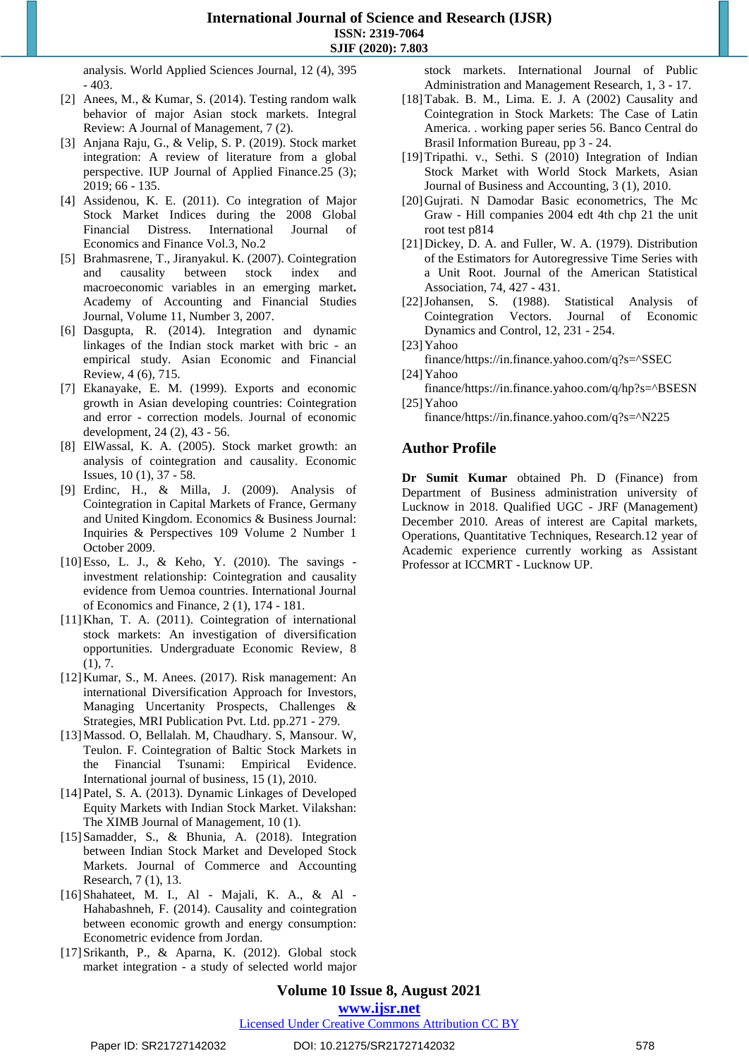analysis. World Applied Sciences Journal, 12 (4), 395 - 403.

[2] Anees, M., & Kumar, S. (2014). Testing random walk behavior of major Asian stock markets. Integral Review: A Journal of Management, 7 (2).

[3] Anjana Raju, G., & Velip, S. P. (2019). Stock market integration: A review of literature from a global perspective. IUP Journal of Applied Finance.25 (3); 2019; 66 - 135.

[4] Assidenou, K. E. (2011). Co integration of Major Stock Market Indices during the 2008 Global Financial Distress. International Journal of Economics and Finance Vol.3, No.2

[5] Brahmasrene, T., Jiranyakul. K. (2007). Cointegration and causality between stock index and macroeconomic variables in an emerging market**.** Academy of Accounting and Financial Studies Journal, Volume 11, Number 3, 2007.

[6] Dasgupta, R. (2014). Integration and dynamic linkages of the Indian stock market with bric - an empirical study. Asian Economic and Financial Review, 4 (6), 715.

[7] Ekanayake, E. M. (1999). Exports and economic growth in Asian developing countries: Cointegration and error - correction models. Journal of economic development, 24 (2), 43 - 56.

[8] ElWassal, K. A. (2005). Stock market growth: an analysis of cointegration and causality. Economic Issues, 10 (1), 37 - 58.

[9] Erdinc, H., & Milla, J. (2009). Analysis of Cointegration in Capital Markets of France, Germany and United Kingdom. Economics & Business Journal: Inquiries & Perspectives 109 Volume 2 Number 1 October 2009.

[10] Esso, L. J., & Keho, Y. (2010). The savings - investment relationship: Cointegration and causality evidence from Uemoa countries. International Journal of Economics and Finance, 2 (1), 174 - 181.

[11] Khan, T. A. (2011). Cointegration of international stock markets: An investigation of diversification opportunities. Undergraduate Economic Review, 8 (1), 7.

[12] Kumar, S., M. Anees. (2017). Risk management: An international Diversification Approach for Investors, Managing Uncertainty Prospects, Challenges & Strategies, MRI Publication Pvt. Ltd. pp.271 - 279.

[13] Massod. O, Bellalah. M, Chaudhary. S, Mansour. W, Teulon. F. Cointegration of Baltic Stock Markets in the Financial Tsunami: Empirical Evidence. International journal of business, 15 (1), 2010.

[14] Patel, S. A. (2013). Dynamic Linkages of Developed Equity Markets with Indian Stock Market. Vilakshan: The XIMB Journal of Management, 10 (1).

[15] Samadder, S., & Bhunia, A. (2018). Integration between Indian Stock Market and Developed Stock Markets. Journal of Commerce and Accounting Research, 7 (1), 13.

[16] Shahateet, M. I., Al - Majali, K. A., & Al - Hahabashneh, F. (2014). Causality and cointegration between economic growth and energy consumption: Econometric evidence from Jordan.

[17] Srikanth, P., & Aparna, K. (2012). Global stock market integration - a study of selected world major stock markets. International Journal of Public Administration and Management Research, 1, 3 - 17.

[18] Tabak. B. M., Lima. E. J. A (2002) Causality and Cointegration in Stock Markets: The Case of Latin America. . working paper series 56. Banco Central do Brasil Information Bureau, pp 3 - 24.

[19] Tripathi. v., Sethi. S (2010) Integration of Indian Stock Market with World Stock Markets, Asian Journal of Business and Accounting, 3 (1), 2010.

[20] Gujrati. N Damodar Basic econometrics, The Mc Graw - Hill companies 2004 edt 4th chp 21 the unit root test p814

[21] Dickey, D. A. and Fuller, W. A. (1979). Distribution of the Estimators for Autoregressive Time Series with a Unit Root. Journal of the American Statistical Association, 74, 427 - 431.

[22] Johansen, S. (1988). Statistical Analysis of Cointegration Vectors. Journal of Economic Dynamics and Control, 12, 231 - 254.

[23] Yahoo finance/https://in.finance.yahoo.com/q?s=^SSEC

[24] Yahoo finance/https://in.finance.yahoo.com/q/hp?s=^BSESN

[25] Yahoo finance/https://in.finance.yahoo.com/q?s=^N225

## Author Profile

**Dr Sumit Kumar** obtained Ph. D (Finance) from Department of Business administration university of Lucknow in 2018. Qualified UGC - JRF (Management) December 2010. Areas of interest are Capital markets, Operations, Quantitative Techniques, Research.12 year of Academic experience currently working as Assistant Professor at ICCMRT - Lucknow UP.